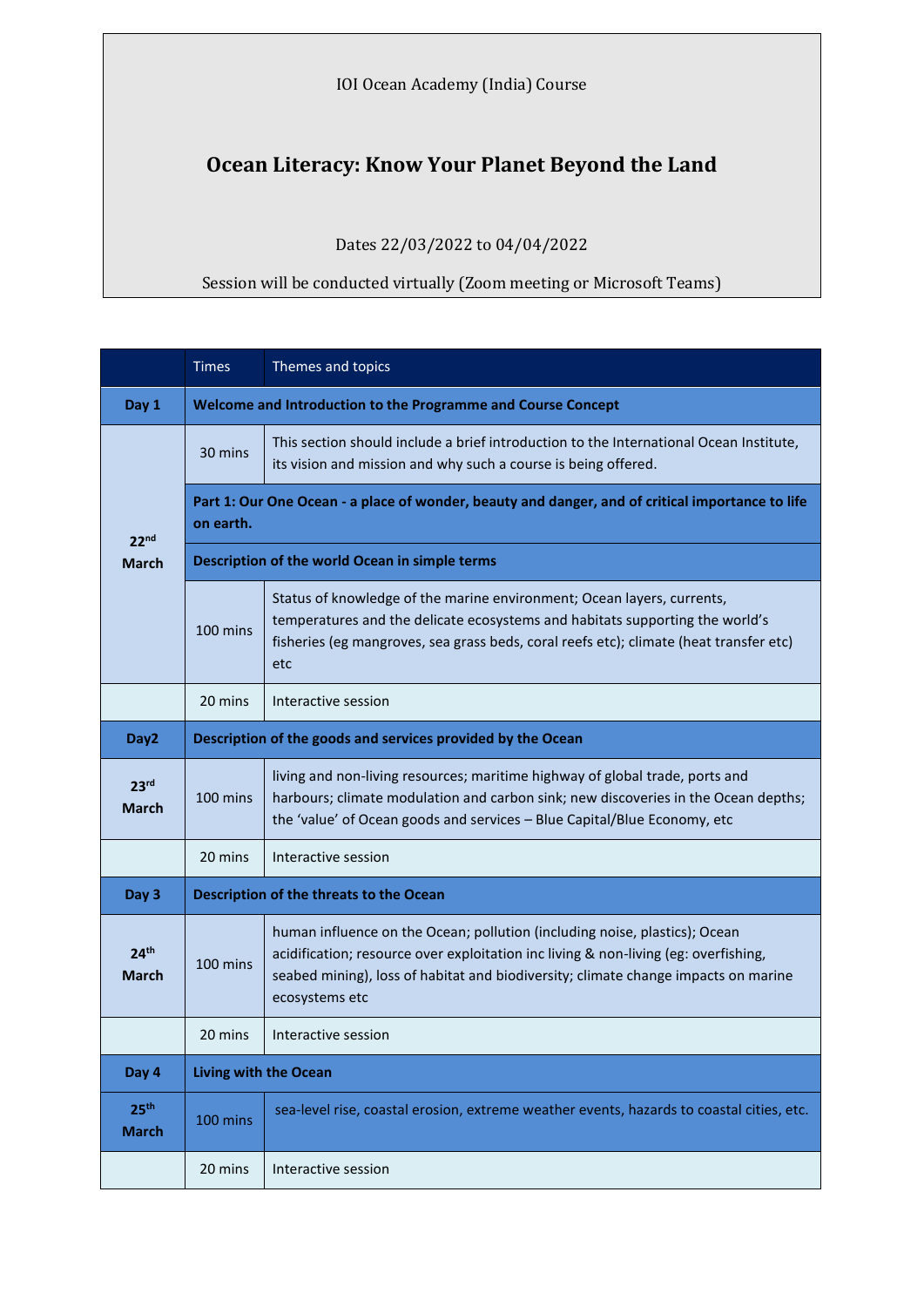IOI Ocean Academy (India) Course

# Ocean Literacy: Know Your Planet Beyond the Land

Dates 22/03/2022 to 04/04/2022

Session will be conducted virtually (Zoom meeting or Microsoft Teams)

| | Times | Themes and topics |
|---|---|---|
| **Day 1** | **Welcome and Introduction to the Programme and Course Concept** | |
| **22nd March** | 30 mins | This section should include a brief introduction to the International Ocean Institute, its vision and mission and why such a course is being offered. |
| | **Part 1: Our One Ocean - a place of wonder, beauty and danger, and of critical importance to life on earth.** | |
| | **Description of the world Ocean in simple terms** | |
| | 100 mins | Status of knowledge of the marine environment; Ocean layers, currents, temperatures and the delicate ecosystems and habitats supporting the world's fisheries (eg mangroves, sea grass beds, coral reefs etc); climate (heat transfer etc) etc |
| | 20 mins | Interactive session |
| **Day2** | **Description of the goods and services provided by the Ocean** | |
| **23rd March** | 100 mins | living and non-living resources; maritime highway of global trade, ports and harbours; climate modulation and carbon sink; new discoveries in the Ocean depths; the 'value' of Ocean goods and services – Blue Capital/Blue Economy, etc |
| | 20 mins | Interactive session |
| **Day 3** | **Description of the threats to the Ocean** | |
| **24th March** | 100 mins | human influence on the Ocean; pollution (including noise, plastics); Ocean acidification; resource over exploitation inc living & non-living (eg: overfishing, seabed mining), loss of habitat and biodiversity; climate change impacts on marine ecosystems etc |
| | 20 mins | Interactive session |
| **Day 4** | **Living with the Ocean** | |
| **25th March** | 100 mins | sea-level rise, coastal erosion, extreme weather events, hazards to coastal cities, etc. |
| | 20 mins | Interactive session |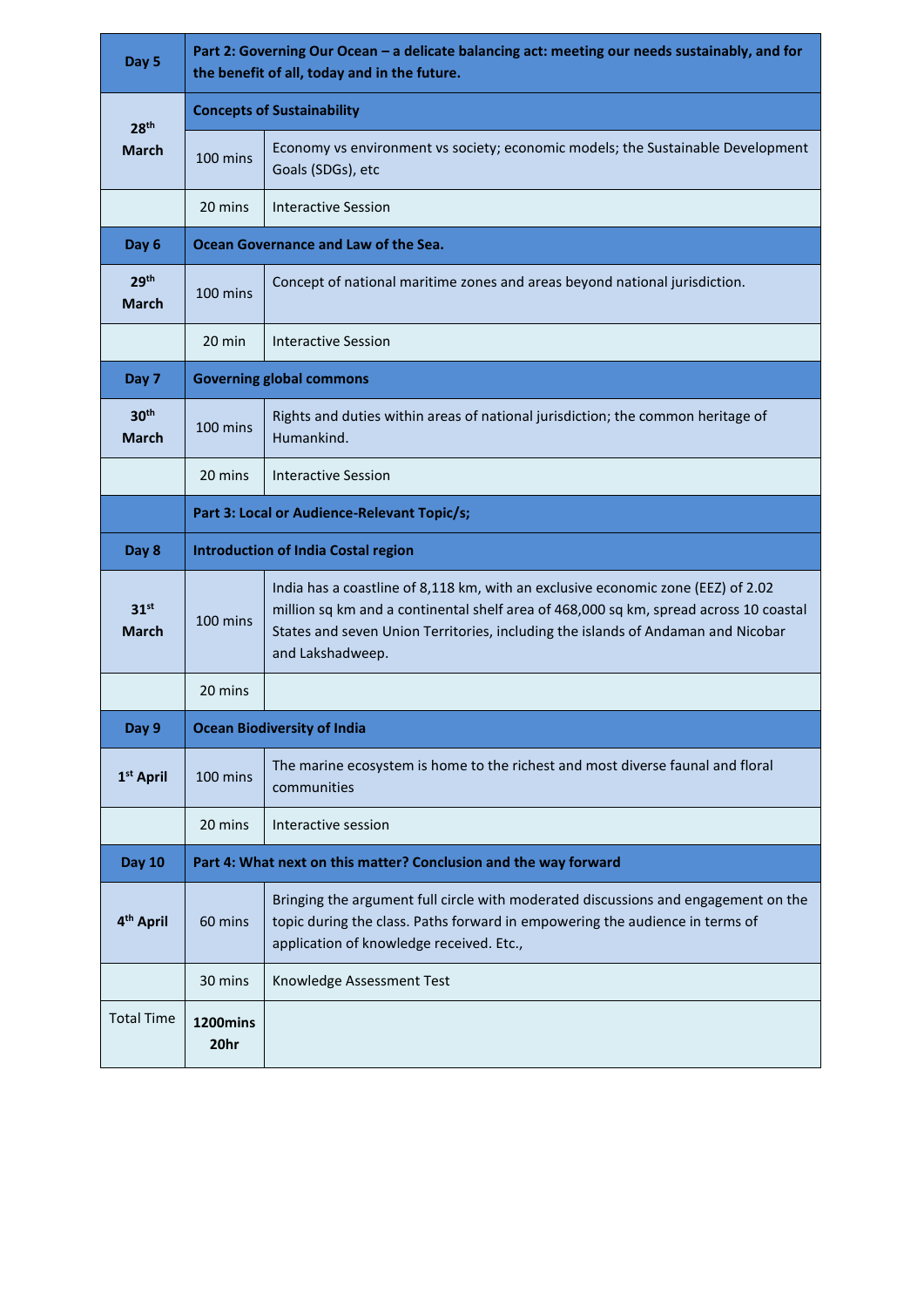| | | |
|---|---|---|
| **Day 5** | **Part 2: Governing Our Ocean – a delicate balancing act: meeting our needs sustainably, and for the benefit of all, today and in the future.** | |
| **28th March** | **Concepts of Sustainability** | |
| | 100 mins | Economy vs environment vs society; economic models; the Sustainable Development Goals (SDGs), etc |
| | 20 mins | Interactive Session |
| **Day 6** | **Ocean Governance and Law of the Sea.** | |
| **29th March** | 100 mins | Concept of national maritime zones and areas beyond national jurisdiction. |
| | 20 min | Interactive Session |
| **Day 7** | **Governing global commons** | |
| **30th March** | 100 mins | Rights and duties within areas of national jurisdiction; the common heritage of Humankind. |
| | 20 mins | Interactive Session |
| | **Part 3: Local or Audience-Relevant Topic/s;** | |
| **Day 8** | **Introduction of India Costal region** | |
| **31st March** | 100 mins | India has a coastline of 8,118 km, with an exclusive economic zone (EEZ) of 2.02 million sq km and a continental shelf area of 468,000 sq km, spread across 10 coastal States and seven Union Territories, including the islands of Andaman and Nicobar and Lakshadweep. |
| | 20 mins | |
| **Day 9** | **Ocean Biodiversity of India** | |
| **1st April** | 100 mins | The marine ecosystem is home to the richest and most diverse faunal and floral communities |
| | 20 mins | Interactive session |
| **Day 10** | **Part 4: What next on this matter? Conclusion and the way forward** | |
| **4th April** | 60 mins | Bringing the argument full circle with moderated discussions and engagement on the topic during the class. Paths forward in empowering the audience in terms of application of knowledge received. Etc., |
| | 30 mins | Knowledge Assessment Test |
| Total Time | **1200mins 20hr** | |